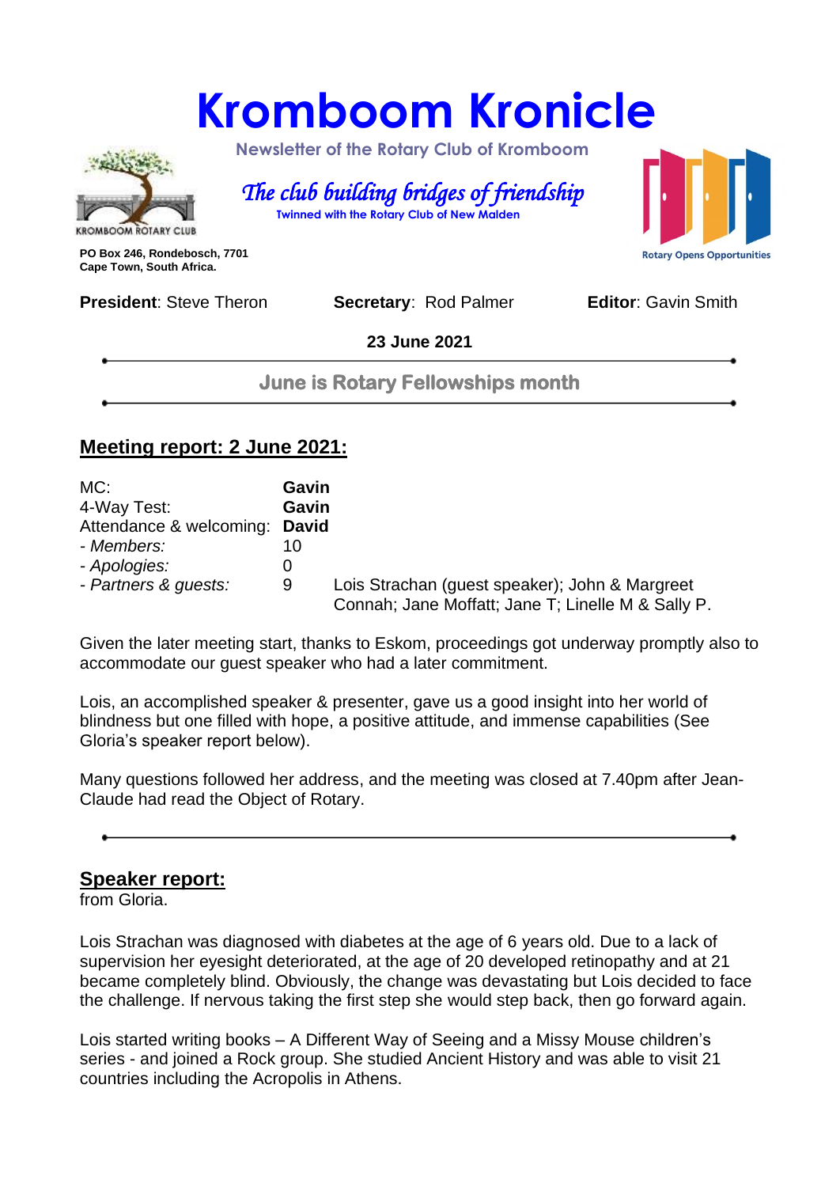# Kromboom Kronicle

Newsletter of the Rotary Club of Kromboom

*The club building bridges of friendship*

Twinned with the Rotary Club of New Malden

KROMBOOM ROTARY CLUB

Rotary Opens Opportunities

**PO Box 246, Rondebosch, 7701**
**Cape Town, South Africa.**

**President**: Steve Theron **Secretary**: Rod Palmer **Editor**: Gavin Smith

**23 June 2021**

**June is Rotary Fellowships month**

## Meeting report: 2 June 2021:

| | | |
|---|---|---|
| MC: | **Gavin** | |
| 4-Way Test: | **Gavin** | |
| Attendance & welcoming: | **David** | |
| *- Members:* | 10 | |
| *- Apologies:* | 0 | |
| *- Partners & guests:* | 9 | Lois Strachan (guest speaker); John & Margreet Connah; Jane Moffatt; Jane T; Linelle M & Sally P. |

Given the later meeting start, thanks to Eskom, proceedings got underway promptly also to accommodate our guest speaker who had a later commitment.

Lois, an accomplished speaker & presenter, gave us a good insight into her world of blindness but one filled with hope, a positive attitude, and immense capabilities (See Gloria's speaker report below).

Many questions followed her address, and the meeting was closed at 7.40pm after Jean-Claude had read the Object of Rotary.

## Speaker report:

from Gloria.

Lois Strachan was diagnosed with diabetes at the age of 6 years old. Due to a lack of supervision her eyesight deteriorated, at the age of 20 developed retinopathy and at 21 became completely blind. Obviously, the change was devastating but Lois decided to face the challenge. If nervous taking the first step she would step back, then go forward again.

Lois started writing books – A Different Way of Seeing and a Missy Mouse children's series - and joined a Rock group. She studied Ancient History and was able to visit 21 countries including the Acropolis in Athens.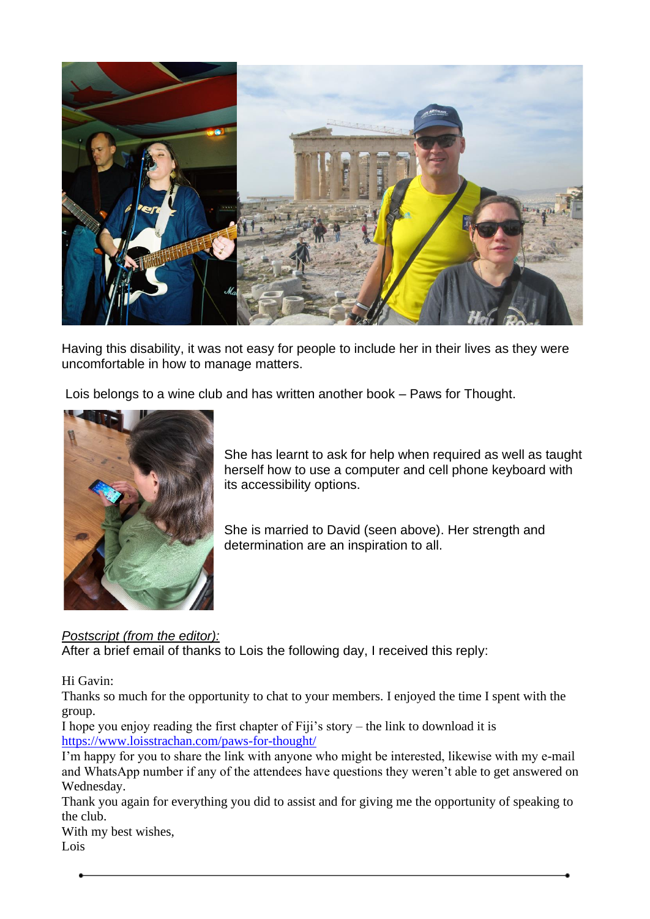Having this disability, it was not easy for people to include her in their lives as they were uncomfortable in how to manage matters.

Lois belongs to a wine club and has written another book – Paws for Thought.

She has learnt to ask for help when required as well as taught herself how to use a computer and cell phone keyboard with its accessibility options.

She is married to David (seen above). Her strength and determination are an inspiration to all.

*Postscript (from the editor):*

After a brief email of thanks to Lois the following day, I received this reply:

Hi Gavin:

Thanks so much for the opportunity to chat to your members. I enjoyed the time I spent with the group.

I hope you enjoy reading the first chapter of Fiji's story – the link to download it is [https://www.loisstrachan.com/paws-for-thought/](https://www.loisstrachan.com/paws-for-thought/)

I'm happy for you to share the link with anyone who might be interested, likewise with my e-mail and WhatsApp number if any of the attendees have questions they weren't able to get answered on Wednesday.

Thank you again for everything you did to assist and for giving me the opportunity of speaking to the club.

With my best wishes,

Lois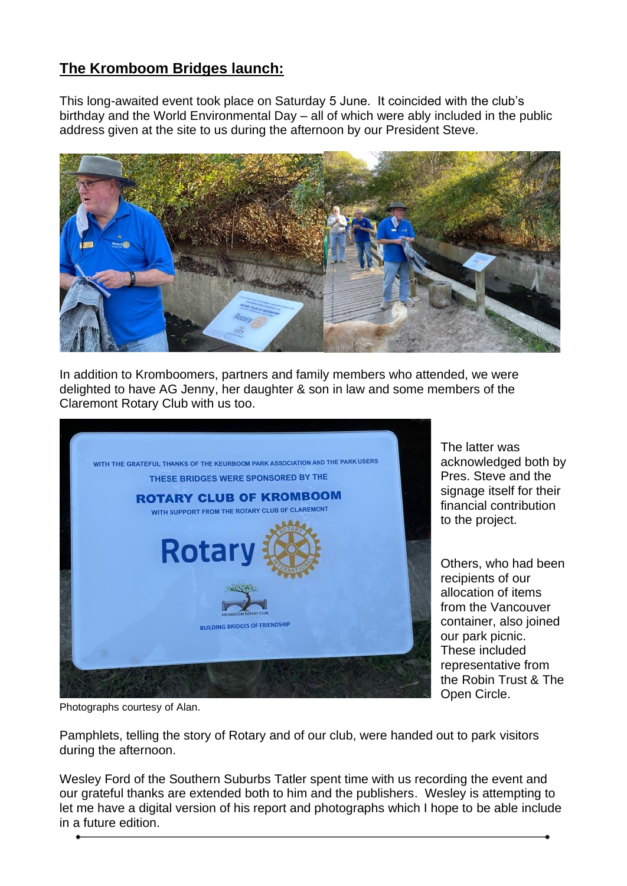## **The Kromboom Bridges launch:**

This long-awaited event took place on Saturday 5 June. It coincided with the club's birthday and the World Environmental Day – all of which were ably included in the public address given at the site to us during the afternoon by our President Steve.

In addition to Kromboomers, partners and family members who attended, we were delighted to have AG Jenny, her daughter & son in law and some members of the Claremont Rotary Club with us too.

The latter was acknowledged both by Pres. Steve and the signage itself for their financial contribution to the project.

Others, who had been recipients of our allocation of items from the Vancouver container, also joined our park picnic. These included representative from the Robin Trust & The Open Circle.

Photographs courtesy of Alan.

Pamphlets, telling the story of Rotary and of our club, were handed out to park visitors during the afternoon.

Wesley Ford of the Southern Suburbs Tatler spent time with us recording the event and our grateful thanks are extended both to him and the publishers. Wesley is attempting to let me have a digital version of his report and photographs which I hope to be able include in a future edition.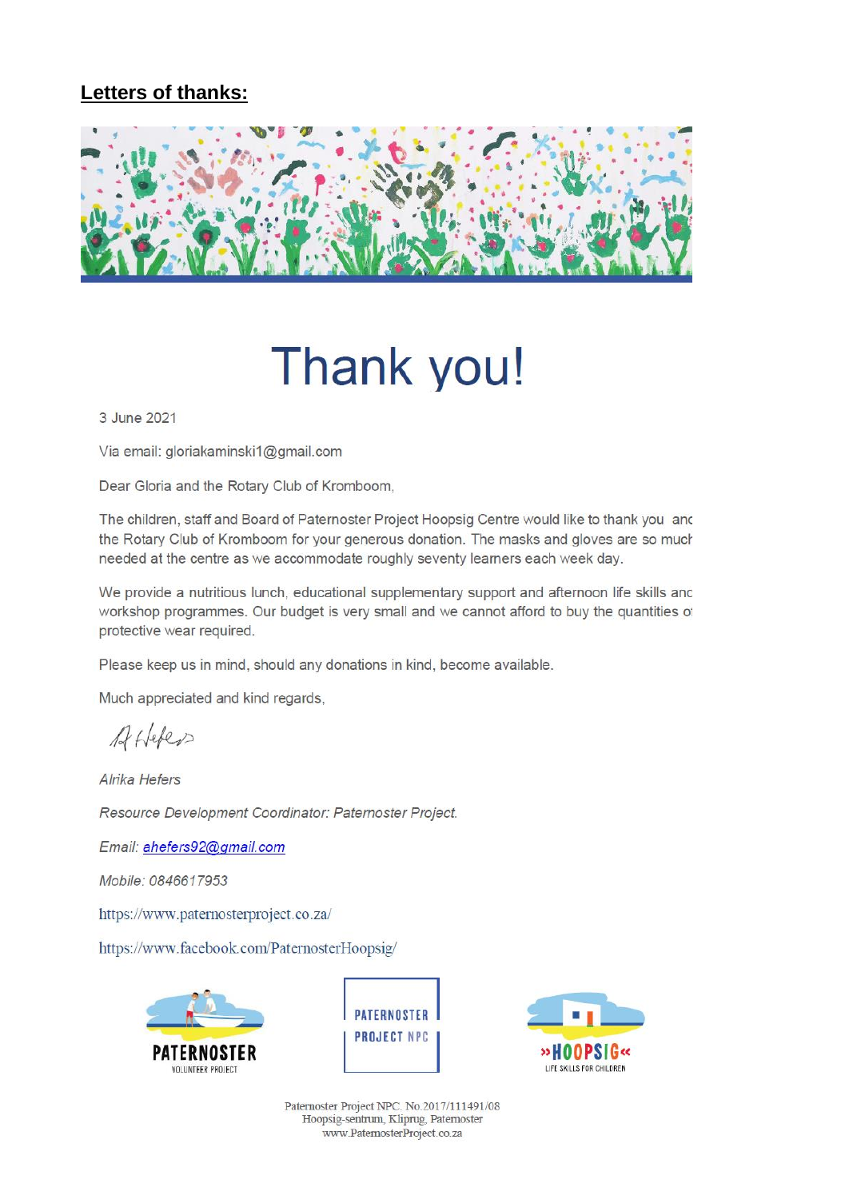## **Letters of thanks:**

# Thank you!

3 June 2021

Via email: gloriakaminski1@gmail.com

Dear Gloria and the Rotary Club of Kromboom,

The children, staff and Board of Paternoster Project Hoopsig Centre would like to thank you and the Rotary Club of Kromboom for your generous donation. The masks and gloves are so much needed at the centre as we accommodate roughly seventy learners each week day.

We provide a nutritious lunch, educational supplementary support and afternoon life skills and workshop programmes. Our budget is very small and we cannot afford to buy the quantities of protective wear required.

Please keep us in mind, should any donations in kind, become available.

Much appreciated and kind regards,

*Alrika Hefers*

*Resource Development Coordinator: Paternoster Project.*

*Email: ahefers92@gmail.com*

*Mobile: 0846617953*

https://www.paternosterproject.co.za/

https://www.facebook.com/PaternosterHoopsig/

PATERNOSTER VOLUNTEER PROJECT

PATERNOSTER PROJECT NPC

»HOOPSIG« LIFE SKILLS FOR CHILDREN

Paternoster Project NPC. No.2017/111491/08
Hoopsig-sentrum, Kliprug, Paternoster
www.PaternosterProject.co.za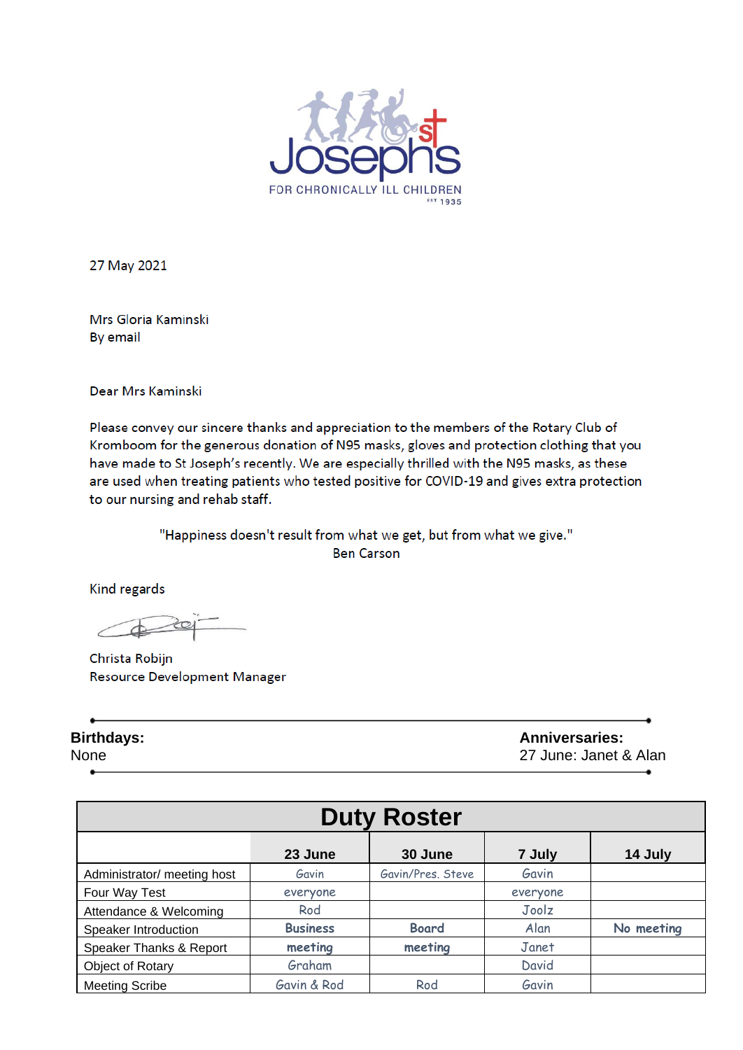St Josephs

FOR CHRONICALLY ILL CHILDREN

EST 1935

27 May 2021

Mrs Gloria Kaminski
By email

Dear Mrs Kaminski

Please convey our sincere thanks and appreciation to the members of the Rotary Club of Kromboom for the generous donation of N95 masks, gloves and protection clothing that you have made to St Joseph's recently. We are especially thrilled with the N95 masks, as these are used when treating patients who tested positive for COVID-19 and gives extra protection to our nursing and rehab staff.

"Happiness doesn't result from what we get, but from what we give."
Ben Carson

Kind regards

Christa Robijn
Resource Development Manager

---

**Birthdays:**
None

**Anniversaries:**
27 June: Janet & Alan

---

## Duty Roster

| | 23 June | 30 June | 7 July | 14 July |
|---|---|---|---|---|
| Administrator/ meeting host | Gavin | Gavin/Pres. Steve | Gavin | |
| Four Way Test | everyone | | everyone | |
| Attendance & Welcoming | Rod | | Joolz | |
| Speaker Introduction | **Business** | **Board** | Alan | **No meeting** |
| Speaker Thanks & Report | **meeting** | **meeting** | Janet | |
| Object of Rotary | Graham | | David | |
| Meeting Scribe | Gavin & Rod | Rod | Gavin | |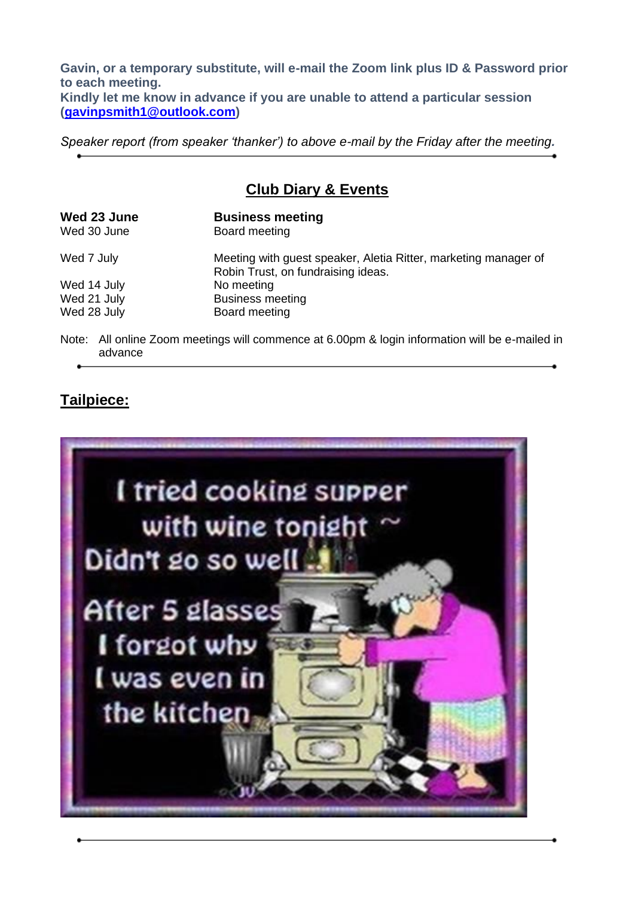**Gavin, or a temporary substitute, will e-mail the Zoom link plus ID & Password prior to each meeting.**
**Kindly let me know in advance if you are unable to attend a particular session ([gavinpsmith1@outlook.com](mailto:gavinpsmith1@outlook.com))**

*Speaker report (from speaker 'thanker') to above e-mail by the Friday after the meeting.*

---

## Club Diary & Events

| | |
|---|---|
| **Wed 23 June** | **Business meeting** |
| Wed 30 June | Board meeting |
| Wed 7 July | Meeting with guest speaker, Aletia Ritter, marketing manager of Robin Trust, on fundraising ideas. |
| Wed 14 July | No meeting |
| Wed 21 July | Business meeting |
| Wed 28 July | Board meeting |

Note: All online Zoom meetings will commence at 6.00pm & login information will be e-mailed in advance

---

## Tailpiece:

I tried cooking supper with wine tonight ~ Didn't go so well

After 5 glasses I forgot why I was even in the kitchen

---